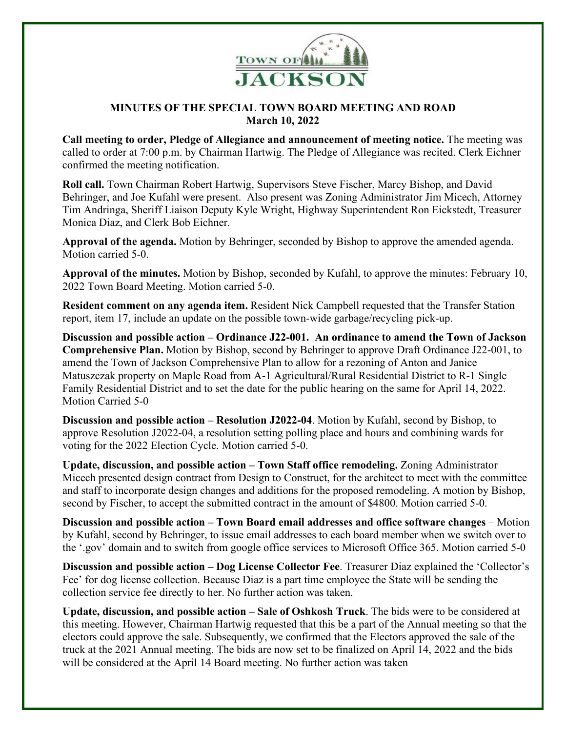# MINUTES OF THE SPECIAL TOWN BOARD MEETING AND ROAD
## March 10, 2022

**Call meeting to order, Pledge of Allegiance and announcement of meeting notice.** The meeting was called to order at 7:00 p.m. by Chairman Hartwig. The Pledge of Allegiance was recited. Clerk Eichner confirmed the meeting notification.

**Roll call.** Town Chairman Robert Hartwig, Supervisors Steve Fischer, Marcy Bishop, and David Behringer, and Joe Kufahl were present. Also present was Zoning Administrator Jim Micech, Attorney Tim Andringa, Sheriff Liaison Deputy Kyle Wright, Highway Superintendent Ron Eickstedt, Treasurer Monica Diaz, and Clerk Bob Eichner.

**Approval of the agenda.** Motion by Behringer, seconded by Bishop to approve the amended agenda. Motion carried 5-0.

**Approval of the minutes.** Motion by Bishop, seconded by Kufahl, to approve the minutes: February 10, 2022 Town Board Meeting. Motion carried 5-0.

**Resident comment on any agenda item.** Resident Nick Campbell requested that the Transfer Station report, item 17, include an update on the possible town-wide garbage/recycling pick-up.

**Discussion and possible action – Ordinance J22-001. An ordinance to amend the Town of Jackson Comprehensive Plan.** Motion by Bishop, second by Behringer to approve Draft Ordinance J22-001, to amend the Town of Jackson Comprehensive Plan to allow for a rezoning of Anton and Janice Matuszczak property on Maple Road from A-1 Agricultural/Rural Residential District to R-1 Single Family Residential District and to set the date for the public hearing on the same for April 14, 2022. Motion Carried 5-0

**Discussion and possible action – Resolution J2022-04**. Motion by Kufahl, second by Bishop, to approve Resolution J2022-04, a resolution setting polling place and hours and combining wards for voting for the 2022 Election Cycle. Motion carried 5-0.

**Update, discussion, and possible action – Town Staff office remodeling.** Zoning Administrator Micech presented design contract from Design to Construct, for the architect to meet with the committee and staff to incorporate design changes and additions for the proposed remodeling. A motion by Bishop, second by Fischer, to accept the submitted contract in the amount of $4800. Motion carried 5-0.

**Discussion and possible action – Town Board email addresses and office software changes** – Motion by Kufahl, second by Behringer, to issue email addresses to each board member when we switch over to the '.gov' domain and to switch from google office services to Microsoft Office 365. Motion carried 5-0

**Discussion and possible action – Dog License Collector Fee**. Treasurer Diaz explained the 'Collector's Fee' for dog license collection. Because Diaz is a part time employee the State will be sending the collection service fee directly to her. No further action was taken.

**Update, discussion, and possible action – Sale of Oshkosh Truck**. The bids were to be considered at this meeting. However, Chairman Hartwig requested that this be a part of the Annual meeting so that the electors could approve the sale. Subsequently, we confirmed that the Electors approved the sale of the truck at the 2021 Annual meeting. The bids are now set to be finalized on April 14, 2022 and the bids will be considered at the April 14 Board meeting. No further action was taken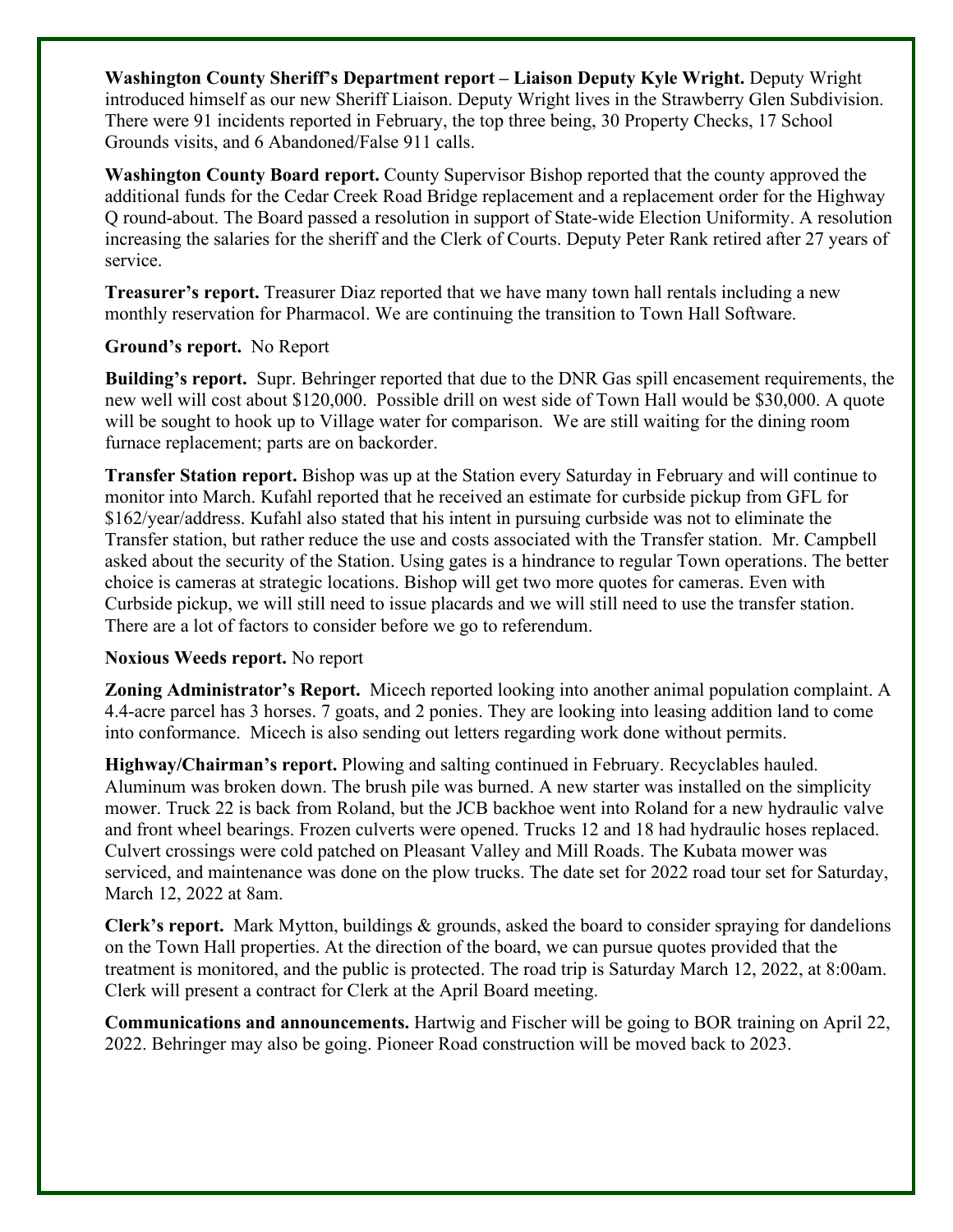**Washington County Sheriff's Department report – Liaison Deputy Kyle Wright.** Deputy Wright introduced himself as our new Sheriff Liaison. Deputy Wright lives in the Strawberry Glen Subdivision. There were 91 incidents reported in February, the top three being, 30 Property Checks, 17 School Grounds visits, and 6 Abandoned/False 911 calls.

**Washington County Board report.** County Supervisor Bishop reported that the county approved the additional funds for the Cedar Creek Road Bridge replacement and a replacement order for the Highway Q round-about. The Board passed a resolution in support of State-wide Election Uniformity. A resolution increasing the salaries for the sheriff and the Clerk of Courts. Deputy Peter Rank retired after 27 years of service.

**Treasurer's report.** Treasurer Diaz reported that we have many town hall rentals including a new monthly reservation for Pharmacol. We are continuing the transition to Town Hall Software.

**Ground's report.** No Report

**Building's report.** Supr. Behringer reported that due to the DNR Gas spill encasement requirements, the new well will cost about $120,000. Possible drill on west side of Town Hall would be $30,000. A quote will be sought to hook up to Village water for comparison. We are still waiting for the dining room furnace replacement; parts are on backorder.

**Transfer Station report.** Bishop was up at the Station every Saturday in February and will continue to monitor into March. Kufahl reported that he received an estimate for curbside pickup from GFL for $162/year/address. Kufahl also stated that his intent in pursuing curbside was not to eliminate the Transfer station, but rather reduce the use and costs associated with the Transfer station. Mr. Campbell asked about the security of the Station. Using gates is a hindrance to regular Town operations. The better choice is cameras at strategic locations. Bishop will get two more quotes for cameras. Even with Curbside pickup, we will still need to issue placards and we will still need to use the transfer station. There are a lot of factors to consider before we go to referendum.

**Noxious Weeds report.** No report

**Zoning Administrator's Report.** Micech reported looking into another animal population complaint. A 4.4-acre parcel has 3 horses. 7 goats, and 2 ponies. They are looking into leasing addition land to come into conformance. Micech is also sending out letters regarding work done without permits.

**Highway/Chairman's report.** Plowing and salting continued in February. Recyclables hauled. Aluminum was broken down. The brush pile was burned. A new starter was installed on the simplicity mower. Truck 22 is back from Roland, but the JCB backhoe went into Roland for a new hydraulic valve and front wheel bearings. Frozen culverts were opened. Trucks 12 and 18 had hydraulic hoses replaced. Culvert crossings were cold patched on Pleasant Valley and Mill Roads. The Kubata mower was serviced, and maintenance was done on the plow trucks. The date set for 2022 road tour set for Saturday, March 12, 2022 at 8am.

**Clerk's report.** Mark Mytton, buildings & grounds, asked the board to consider spraying for dandelions on the Town Hall properties. At the direction of the board, we can pursue quotes provided that the treatment is monitored, and the public is protected. The road trip is Saturday March 12, 2022, at 8:00am. Clerk will present a contract for Clerk at the April Board meeting.

**Communications and announcements.** Hartwig and Fischer will be going to BOR training on April 22, 2022. Behringer may also be going. Pioneer Road construction will be moved back to 2023.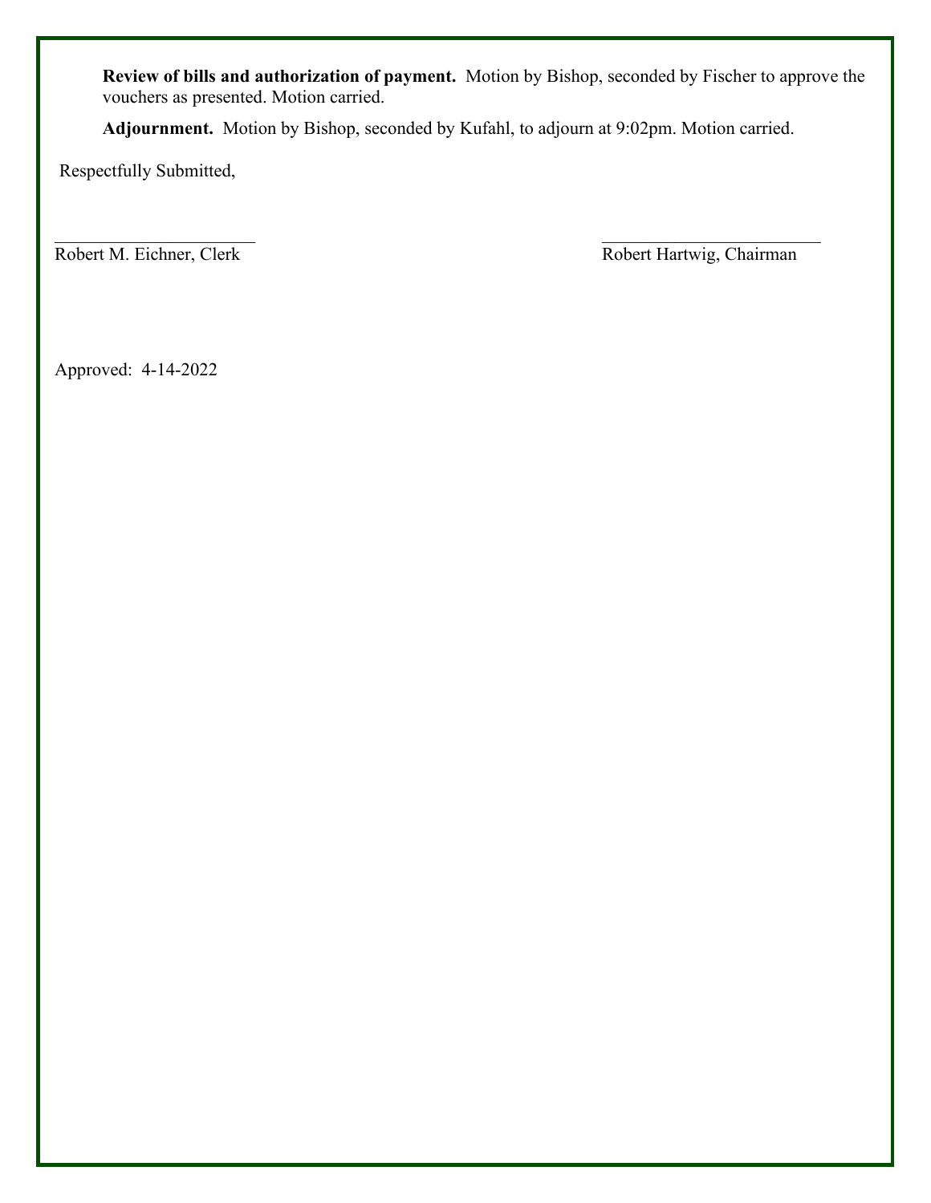**Review of bills and authorization of payment.** Motion by Bishop, seconded by Fischer to approve the vouchers as presented. Motion carried.

**Adjournment.** Motion by Bishop, seconded by Kufahl, to adjourn at 9:02pm. Motion carried.

Respectfully Submitted,

\_\_\_\_\_\_\_\_\_\_\_\_\_\_\_\_\_\_\_\_\_\_\_
Robert M. Eichner, Clerk

\_\_\_\_\_\_\_\_\_\_\_\_\_\_\_\_\_\_\_\_\_\_\_
Robert Hartwig, Chairman

Approved: 4-14-2022